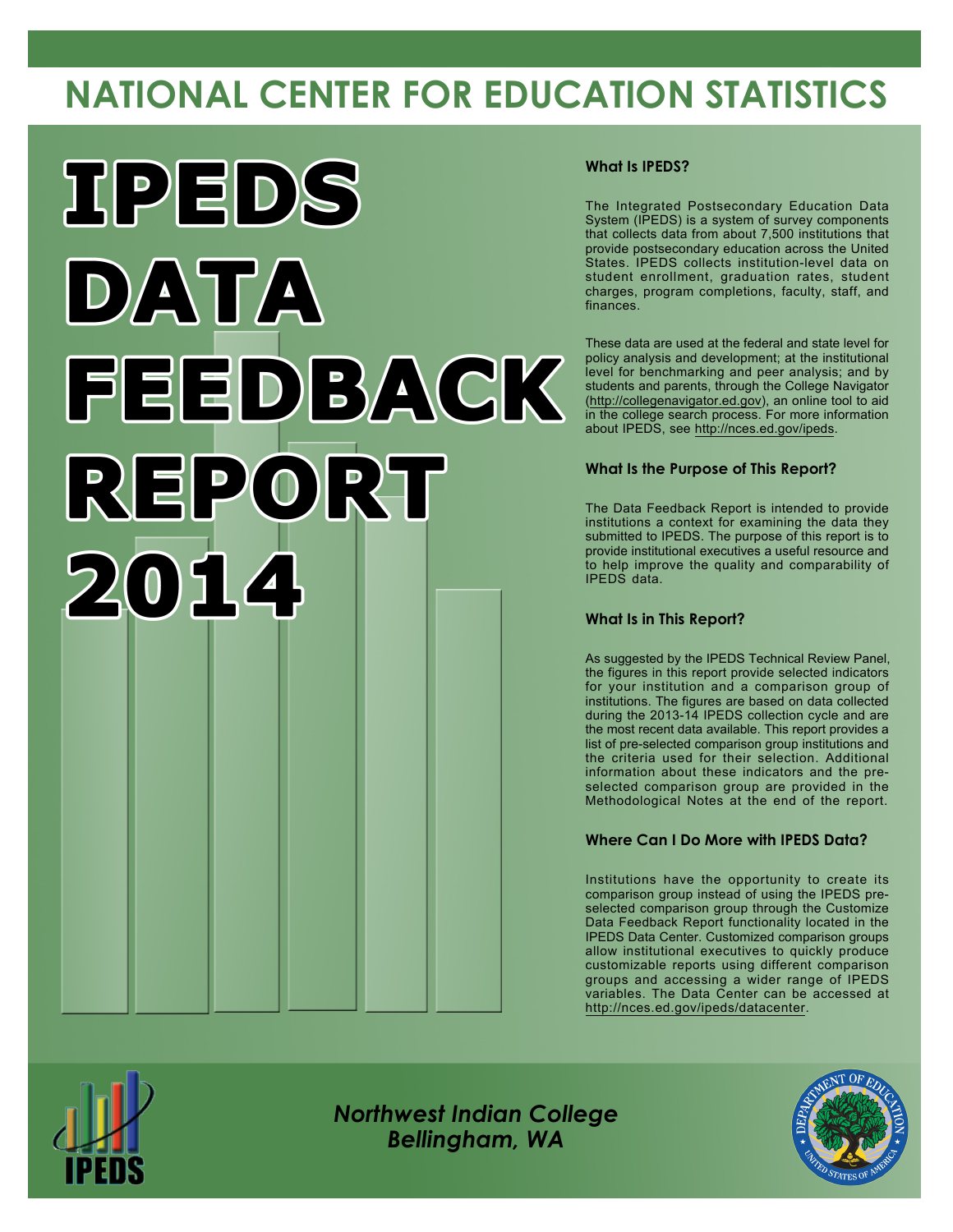# NATIONAL CENTER FOR EDUCATION STATISTICS

# IPEDS DATA FEEDBACK REPORT 2014

### What Is IPEDS?

The Integrated Postsecondary Education Data System (IPEDS) is a system of survey components that collects data from about 7,500 institutions that provide postsecondary education across the United States. IPEDS collects institution-level data on student enrollment, graduation rates, student charges, program completions, faculty, staff, and finances.

These data are used at the federal and state level for policy analysis and development; at the institutional level for benchmarking and peer analysis; and by students and parents, through the College Navigator (http://collegenavigator.ed.gov), an online tool to aid in the college search process. For more information about IPEDS, see http://nces.ed.gov/ipeds.

### What Is the Purpose of This Report?

The Data Feedback Report is intended to provide institutions a context for examining the data they submitted to IPEDS. The purpose of this report is to provide institutional executives a useful resource and to help improve the quality and comparability of IPEDS data.

### What Is in This Report?

As suggested by the IPEDS Technical Review Panel, the figures in this report provide selected indicators for your institution and a comparison group of institutions. The figures are based on data collected during the 2013-14 IPEDS collection cycle and are the most recent data available. This report provides a list of pre-selected comparison group institutions and the criteria used for their selection. Additional information about these indicators and the pre-selected comparison group are provided in the Methodological Notes at the end of the report.

### Where Can I Do More with IPEDS Data?

Institutions have the opportunity to create its comparison group instead of using the IPEDS pre-selected comparison group through the Customize Data Feedback Report functionality located in the IPEDS Data Center. Customized comparison groups allow institutional executives to quickly produce customizable reports using different comparison groups and accessing a wider range of IPEDS variables. The Data Center can be accessed at http://nces.ed.gov/ipeds/datacenter.

*Northwest Indian College*
*Bellingham, WA*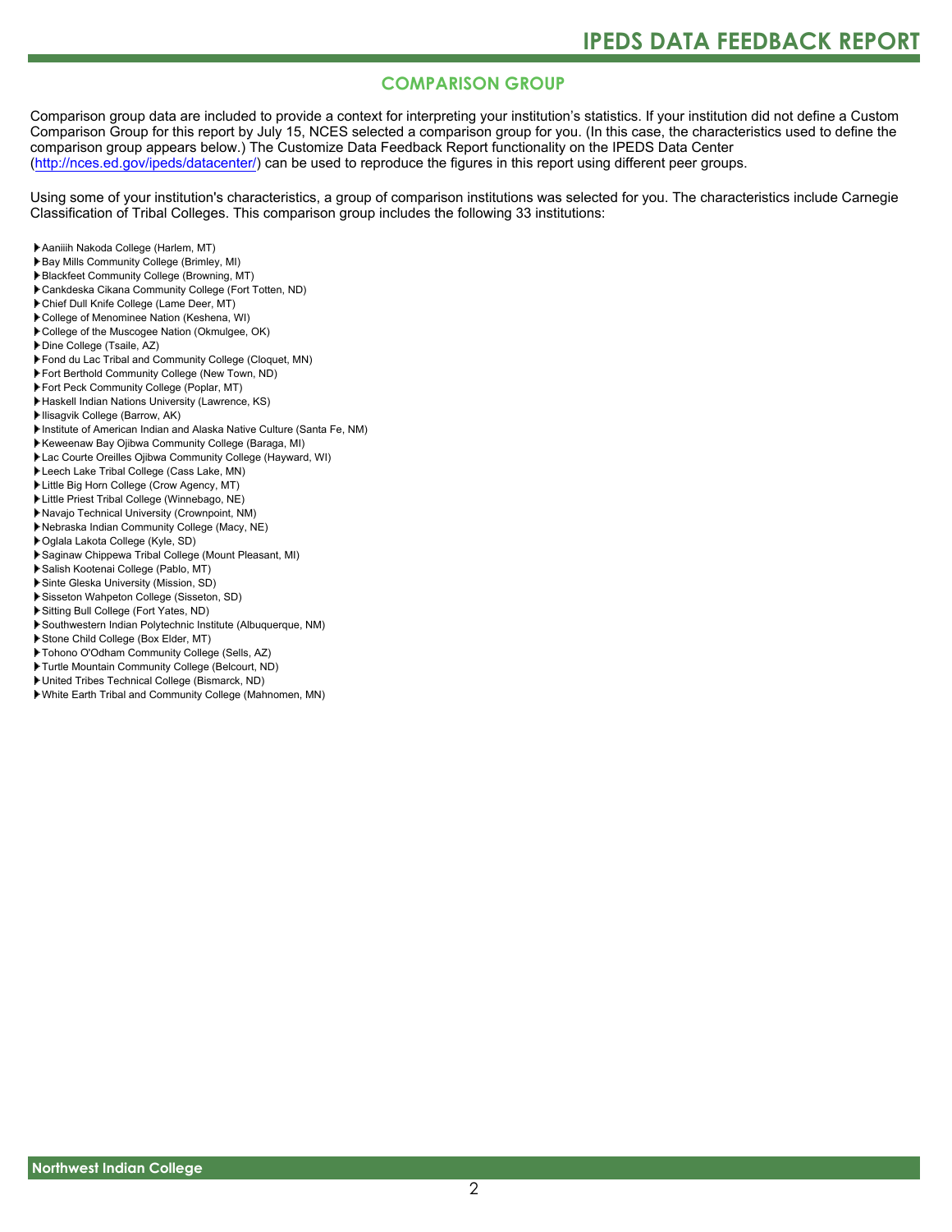## COMPARISON GROUP

Comparison group data are included to provide a context for interpreting your institution's statistics. If your institution did not define a Custom Comparison Group for this report by July 15, NCES selected a comparison group for you. (In this case, the characteristics used to define the comparison group appears below.) The Customize Data Feedback Report functionality on the IPEDS Data Center (http://nces.ed.gov/ipeds/datacenter/) can be used to reproduce the figures in this report using different peer groups.

Using some of your institution's characteristics, a group of comparison institutions was selected for you. The characteristics include Carnegie Classification of Tribal Colleges. This comparison group includes the following 33 institutions:

- Aaniiih Nakoda College (Harlem, MT)
- Bay Mills Community College (Brimley, MI)
- Blackfeet Community College (Browning, MT)
- Cankdeska Cikana Community College (Fort Totten, ND)
- Chief Dull Knife College (Lame Deer, MT)
- College of Menominee Nation (Keshena, WI)
- College of the Muscogee Nation (Okmulgee, OK)
- Dine College (Tsaile, AZ)
- Fond du Lac Tribal and Community College (Cloquet, MN)
- Fort Berthold Community College (New Town, ND)
- Fort Peck Community College (Poplar, MT)
- Haskell Indian Nations University (Lawrence, KS)
- Ilisagvik College (Barrow, AK)
- Institute of American Indian and Alaska Native Culture (Santa Fe, NM)
- Keweenaw Bay Ojibwa Community College (Baraga, MI)
- Lac Courte Oreilles Ojibwa Community College (Hayward, WI)
- Leech Lake Tribal College (Cass Lake, MN)
- Little Big Horn College (Crow Agency, MT)
- Little Priest Tribal College (Winnebago, NE)
- Navajo Technical University (Crownpoint, NM)
- Nebraska Indian Community College (Macy, NE)
- Oglala Lakota College (Kyle, SD)
- Saginaw Chippewa Tribal College (Mount Pleasant, MI)
- Salish Kootenai College (Pablo, MT)
- Sinte Gleska University (Mission, SD)
- Sisseton Wahpeton College (Sisseton, SD)
- Sitting Bull College (Fort Yates, ND)
- Southwestern Indian Polytechnic Institute (Albuquerque, NM)
- Stone Child College (Box Elder, MT)
- Tohono O'Odham Community College (Sells, AZ)
- Turtle Mountain Community College (Belcourt, ND)
- United Tribes Technical College (Bismarck, ND)
- White Earth Tribal and Community College (Mahnomen, MN)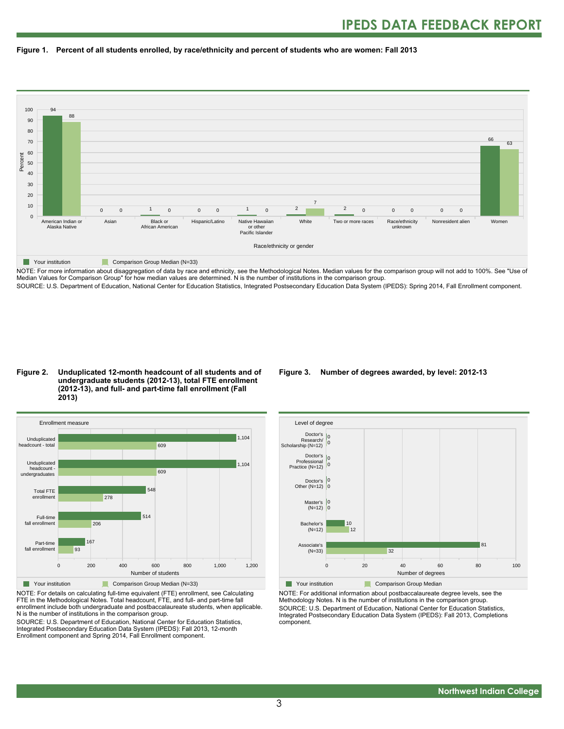**Figure 1. Percent of all students enrolled, by race/ethnicity and percent of students who are women: Fall 2013**

| Race/ethnicity or gender | Your institution | Comparison Group Median (N=33) |
|---|---|---|
| American Indian or Alaska Native | 94 | 88 |
| Asian | 0 | 0 |
| Black or African American | 1 | 0 |
| Hispanic/Latino | 0 | 0 |
| Native Hawaiian or other Pacific Islander | 1 | 0 |
| White | 2 | 7 |
| Two or more races | 2 | 0 |
| Race/ethnicity unknown | 0 | 0 |
| Nonresident alien | 0 | 0 |
| Women | 66 | 63 |

NOTE: For more information about disaggregation of data by race and ethnicity, see the Methodological Notes. Median values for the comparison group will not add to 100%. See "Use of Median Values for Comparison Group" for how median values are determined. N is the number of institutions in the comparison group.
SOURCE: U.S. Department of Education, National Center for Education Statistics, Integrated Postsecondary Education Data System (IPEDS): Spring 2014, Fall Enrollment component.

**Figure 2. Unduplicated 12-month headcount of all students and of undergraduate students (2012-13), total FTE enrollment (2012-13), and full- and part-time fall enrollment (Fall 2013)**

| Enrollment measure | Your institution | Comparison Group Median (N=33) |
|---|---|---|
| Unduplicated headcount - total | 1,104 | 609 |
| Unduplicated headcount - undergraduates | 1,104 | 609 |
| Total FTE enrollment | 548 | 278 |
| Full-time fall enrollment | 514 | 206 |
| Part-time fall enrollment | 167 | 93 |

NOTE: For details on calculating full-time equivalent (FTE) enrollment, see Calculating FTE in the Methodological Notes. Total headcount, FTE, and full- and part-time fall enrollment include both undergraduate and postbaccalaureate students, when applicable. N is the number of institutions in the comparison group.
SOURCE: U.S. Department of Education, National Center for Education Statistics, Integrated Postsecondary Education Data System (IPEDS): Fall 2013, 12-month Enrollment component and Spring 2014, Fall Enrollment component.

**Figure 3. Number of degrees awarded, by level: 2012-13**

| Level of degree | Your institution | Comparison Group Median |
|---|---|---|
| Doctor's Research/ Scholarship (N=12) | 0 | 0 |
| Doctor's Professional Practice (N=12) | 0 | 0 |
| Doctor's Other (N=12) | 0 | 0 |
| Master's (N=12) | 0 | 0 |
| Bachelor's (N=12) | 10 | 12 |
| Associate's (N=33) | 81 | 32 |

NOTE: For additional information about postbaccalaureate degree levels, see the Methodology Notes. N is the number of institutions in the comparison group.
SOURCE: U.S. Department of Education, National Center for Education Statistics, Integrated Postsecondary Education Data System (IPEDS): Fall 2013, Completions component.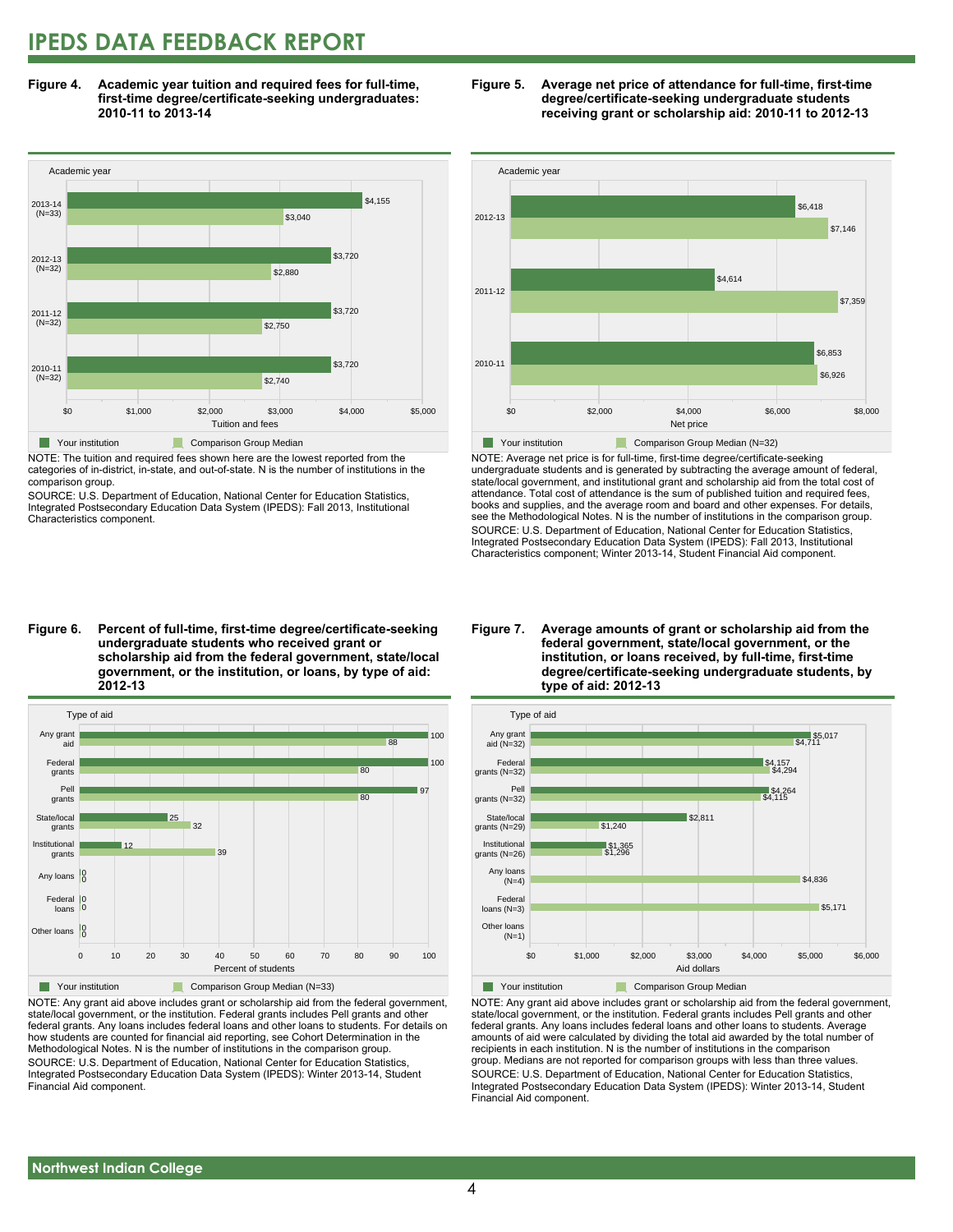# IPEDS DATA FEEDBACK REPORT

**Figure 4. Academic year tuition and required fees for full-time, first-time degree/certificate-seeking undergraduates: 2010-11 to 2013-14**

| Academic year | Your institution | Comparison Group Median |
|---|---|---|
| 2013-14 (N=33) | $4,155 | $3,040 |
| 2012-13 (N=32) | $3,720 | $2,880 |
| 2011-12 (N=32) | $3,720 | $2,750 |
| 2010-11 (N=32) | $3,720 | $2,740 |

NOTE: The tuition and required fees shown here are the lowest reported from the categories of in-district, in-state, and out-of-state. N is the number of institutions in the comparison group.

SOURCE: U.S. Department of Education, National Center for Education Statistics, Integrated Postsecondary Education Data System (IPEDS): Fall 2013, Institutional Characteristics component.

**Figure 5. Average net price of attendance for full-time, first-time degree/certificate-seeking undergraduate students receiving grant or scholarship aid: 2010-11 to 2012-13**

| Academic year | Your institution | Comparison Group Median (N=32) |
|---|---|---|
| 2012-13 | $6,418 | $7,146 |
| 2011-12 | $4,614 | $7,359 |
| 2010-11 | $6,853 | $6,926 |

NOTE: Average net price is for full-time, first-time degree/certificate-seeking undergraduate students and is generated by subtracting the average amount of federal, state/local government, and institutional grant and scholarship aid from the total cost of attendance. Total cost of attendance is the sum of published tuition and required fees, books and supplies, and the average room and board and other expenses. For details, see the Methodological Notes. N is the number of institutions in the comparison group.

SOURCE: U.S. Department of Education, National Center for Education Statistics, Integrated Postsecondary Education Data System (IPEDS): Fall 2013, Institutional Characteristics component; Winter 2013-14, Student Financial Aid component.

**Figure 6. Percent of full-time, first-time degree/certificate-seeking undergraduate students who received grant or scholarship aid from the federal government, state/local government, or the institution, or loans, by type of aid: 2012-13**

| Type of aid | Your institution | Comparison Group Median (N=33) |
|---|---|---|
| Any grant aid | 100 | 88 |
| Federal grants | 100 | 80 |
| Pell grants | 97 | 80 |
| State/local grants | 25 | 32 |
| Institutional grants | 12 | 39 |
| Any loans | 0 | 0 |
| Federal loans | 0 | 0 |
| Other loans | 0 | 0 |

NOTE: Any grant aid above includes grant or scholarship aid from the federal government, state/local government, or the institution. Federal grants includes Pell grants and other federal grants. Any loans includes federal loans and other loans to students. For details on how students are counted for financial aid reporting, see Cohort Determination in the Methodological Notes. N is the number of institutions in the comparison group.

SOURCE: U.S. Department of Education, National Center for Education Statistics, Integrated Postsecondary Education Data System (IPEDS): Winter 2013-14, Student Financial Aid component.

**Figure 7. Average amounts of grant or scholarship aid from the federal government, state/local government, or the institution, or loans received, by full-time, first-time degree/certificate-seeking undergraduate students, by type of aid: 2012-13**

| Type of aid | Your institution | Comparison Group Median |
|---|---|---|
| Any grant aid (N=32) | $5,017 | $4,711 |
| Federal grants (N=32) | $4,157 | $4,294 |
| Pell grants (N=32) | $4,264 | $4,115 |
| State/local grants (N=29) | $2,811 | $1,240 |
| Institutional grants (N=26) | $1,365 | $1,296 |
| Any loans (N=4) | | $4,836 |
| Federal loans (N=3) | | $5,171 |
| Other loans (N=1) | | |

NOTE: Any grant aid above includes grant or scholarship aid from the federal government, state/local government, or the institution. Federal grants includes Pell grants and other federal grants. Any loans includes federal loans and other loans to students. Average amounts of aid were calculated by dividing the total aid awarded by the total number of recipients in each institution. N is the number of institutions in the comparison group. Medians are not reported for comparison groups with less than three values.

SOURCE: U.S. Department of Education, National Center for Education Statistics, Integrated Postsecondary Education Data System (IPEDS): Winter 2013-14, Student Financial Aid component.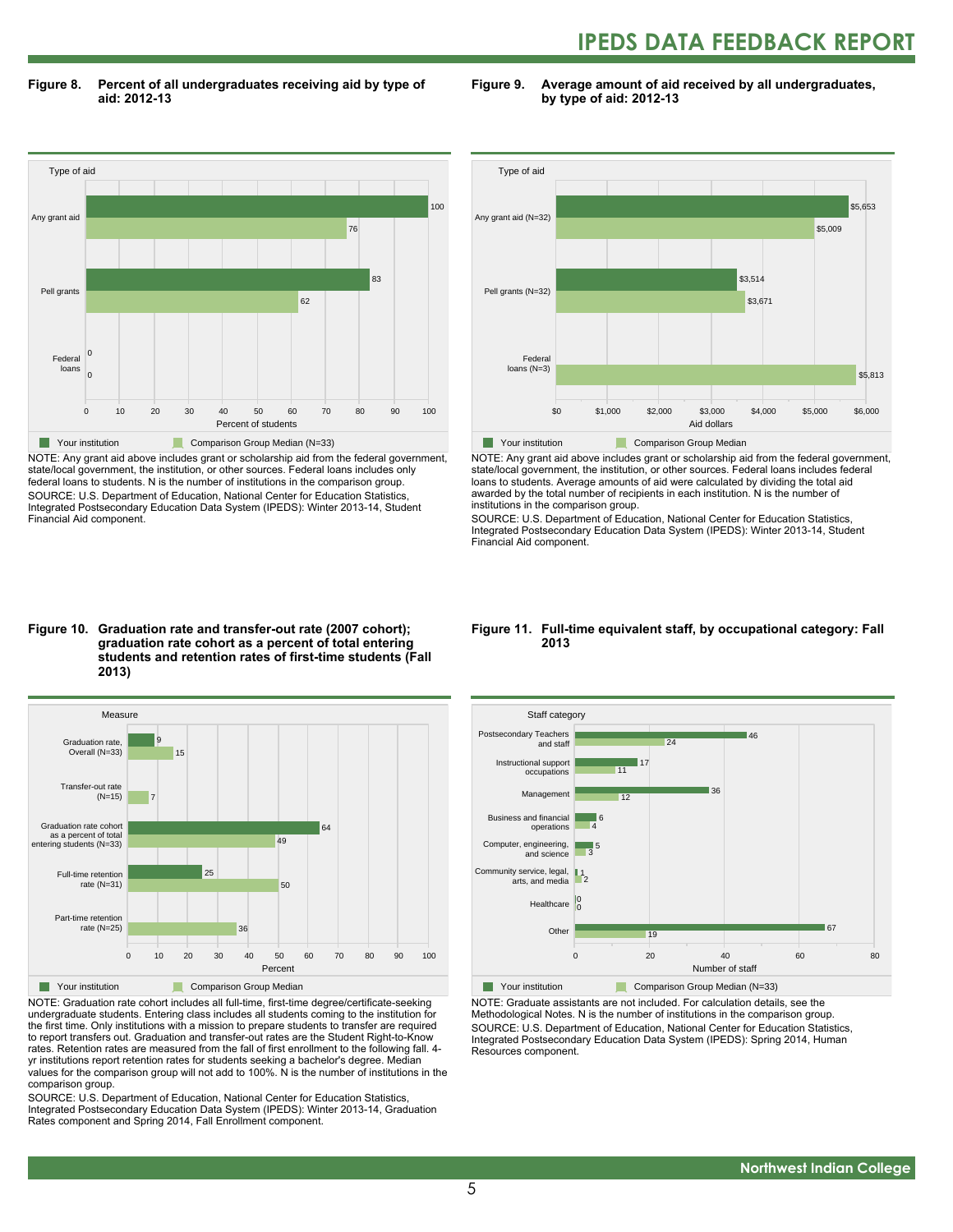**Figure 8. Percent of all undergraduates receiving aid by type of aid: 2012-13**

| Type of aid | Your institution | Comparison Group Median (N=33) |
|---|---|---|
| Any grant aid | 100 | 76 |
| Pell grants | 83 | 62 |
| Federal loans | 0 | 0 |

NOTE: Any grant aid above includes grant or scholarship aid from the federal government, state/local government, the institution, or other sources. Federal loans includes only federal loans to students. N is the number of institutions in the comparison group.
SOURCE: U.S. Department of Education, National Center for Education Statistics, Integrated Postsecondary Education Data System (IPEDS): Winter 2013-14, Student Financial Aid component.

**Figure 9. Average amount of aid received by all undergraduates, by type of aid: 2012-13**

| Type of aid | Your institution | Comparison Group Median |
|---|---|---|
| Any grant aid (N=32) | $5,653 | $5,009 |
| Pell grants (N=32) | $3,514 | $3,671 |
| Federal loans (N=3) | | $5,813 |

NOTE: Any grant aid above includes grant or scholarship aid from the federal government, state/local government, the institution, or other sources. Federal loans includes federal loans to students. Average amounts of aid were calculated by dividing the total aid awarded by the total number of recipients in each institution. N is the number of institutions in the comparison group.
SOURCE: U.S. Department of Education, National Center for Education Statistics, Integrated Postsecondary Education Data System (IPEDS): Winter 2013-14, Student Financial Aid component.

**Figure 10. Graduation rate and transfer-out rate (2007 cohort); graduation rate cohort as a percent of total entering students and retention rates of first-time students (Fall 2013)**

| Measure | Your institution | Comparison Group Median |
|---|---|---|
| Graduation rate, Overall (N=33) | 9 | 15 |
| Transfer-out rate (N=15) | | 7 |
| Graduation rate cohort as a percent of total entering students (N=33) | 64 | 49 |
| Full-time retention rate (N=31) | 25 | 50 |
| Part-time retention rate (N=25) | | 36 |

NOTE: Graduation rate cohort includes all full-time, first-time degree/certificate-seeking undergraduate students. Entering class includes all students coming to the institution for the first time. Only institutions with a mission to prepare students to transfer are required to report transfers out. Graduation and transfer-out rates are the Student Right-to-Know rates. Retention rates are measured from the fall of first enrollment to the following fall. 4-yr institutions report retention rates for students seeking a bachelor's degree. Median values for the comparison group will not add to 100%. N is the number of institutions in the comparison group.
SOURCE: U.S. Department of Education, National Center for Education Statistics, Integrated Postsecondary Education Data System (IPEDS): Winter 2013-14, Graduation Rates component and Spring 2014, Fall Enrollment component.

**Figure 11. Full-time equivalent staff, by occupational category: Fall 2013**

| Staff category | Your institution | Comparison Group Median (N=33) |
|---|---|---|
| Postsecondary Teachers and staff | 46 | 24 |
| Instructional support occupations | 17 | 11 |
| Management | 36 | 12 |
| Business and financial operations | 6 | 4 |
| Computer, engineering, and science | 5 | 3 |
| Community service, legal, arts, and media | 1 | 2 |
| Healthcare | 0 | 0 |
| Other | 67 | 19 |

NOTE: Graduate assistants are not included. For calculation details, see the Methodological Notes. N is the number of institutions in the comparison group.
SOURCE: U.S. Department of Education, National Center for Education Statistics, Integrated Postsecondary Education Data System (IPEDS): Spring 2014, Human Resources component.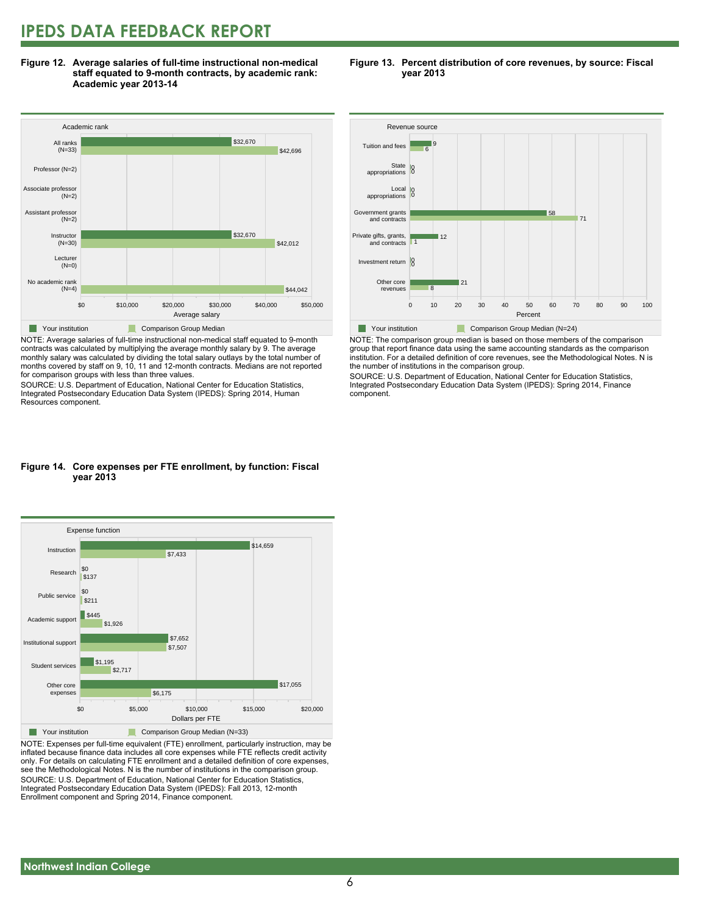# IPEDS DATA FEEDBACK REPORT

**Figure 12. Average salaries of full-time instructional non-medical staff equated to 9-month contracts, by academic rank: Academic year 2013-14**

| Academic rank | Your institution | Comparison Group Median |
| --- | --- | --- |
| All ranks (N=33) | $32,670 | $42,696 |
| Professor (N=2) | | |
| Associate professor (N=2) | | |
| Assistant professor (N=2) | | |
| Instructor (N=30) | $32,670 | $42,012 |
| Lecturer (N=0) | | |
| No academic rank (N=4) | | $44,042 |

NOTE: Average salaries of full-time instructional non-medical staff equated to 9-month contracts was calculated by multiplying the average monthly salary by 9. The average monthly salary was calculated by dividing the total salary outlays by the total number of months covered by staff on 9, 10, 11 and 12-month contracts. Medians are not reported for comparison groups with less than three values.

SOURCE: U.S. Department of Education, National Center for Education Statistics, Integrated Postsecondary Education Data System (IPEDS): Spring 2014, Human Resources component.

**Figure 13. Percent distribution of core revenues, by source: Fiscal year 2013**

| Revenue source | Your institution | Comparison Group Median (N=24) |
| --- | --- | --- |
| Tuition and fees | 9 | 6 |
| State appropriations | 0 | 0 |
| Local appropriations | 0 | 0 |
| Government grants and contracts | 58 | 71 |
| Private gifts, grants, and contracts | 12 | 1 |
| Investment return | 0 | 0 |
| Other core revenues | 21 | 8 |

NOTE: The comparison group median is based on those members of the comparison group that report finance data using the same accounting standards as the comparison institution. For a detailed definition of core revenues, see the Methodological Notes. N is the number of institutions in the comparison group.

SOURCE: U.S. Department of Education, National Center for Education Statistics, Integrated Postsecondary Education Data System (IPEDS): Spring 2014, Finance component.

**Figure 14. Core expenses per FTE enrollment, by function: Fiscal year 2013**

| Expense function | Your institution | Comparison Group Median (N=33) |
| --- | --- | --- |
| Instruction | $14,659 | $7,433 |
| Research | $0 | $137 |
| Public service | $0 | $211 |
| Academic support | $445 | $1,926 |
| Institutional support | $7,652 | $7,507 |
| Student services | $1,195 | $2,717 |
| Other core expenses | $17,055 | $6,175 |

NOTE: Expenses per full-time equivalent (FTE) enrollment, particularly instruction, may be inflated because finance data includes all core expenses while FTE reflects credit activity only. For details on calculating FTE enrollment and a detailed definition of core expenses, see the Methodological Notes. N is the number of institutions in the comparison group.

SOURCE: U.S. Department of Education, National Center for Education Statistics, Integrated Postsecondary Education Data System (IPEDS): Fall 2013, 12-month Enrollment component and Spring 2014, Finance component.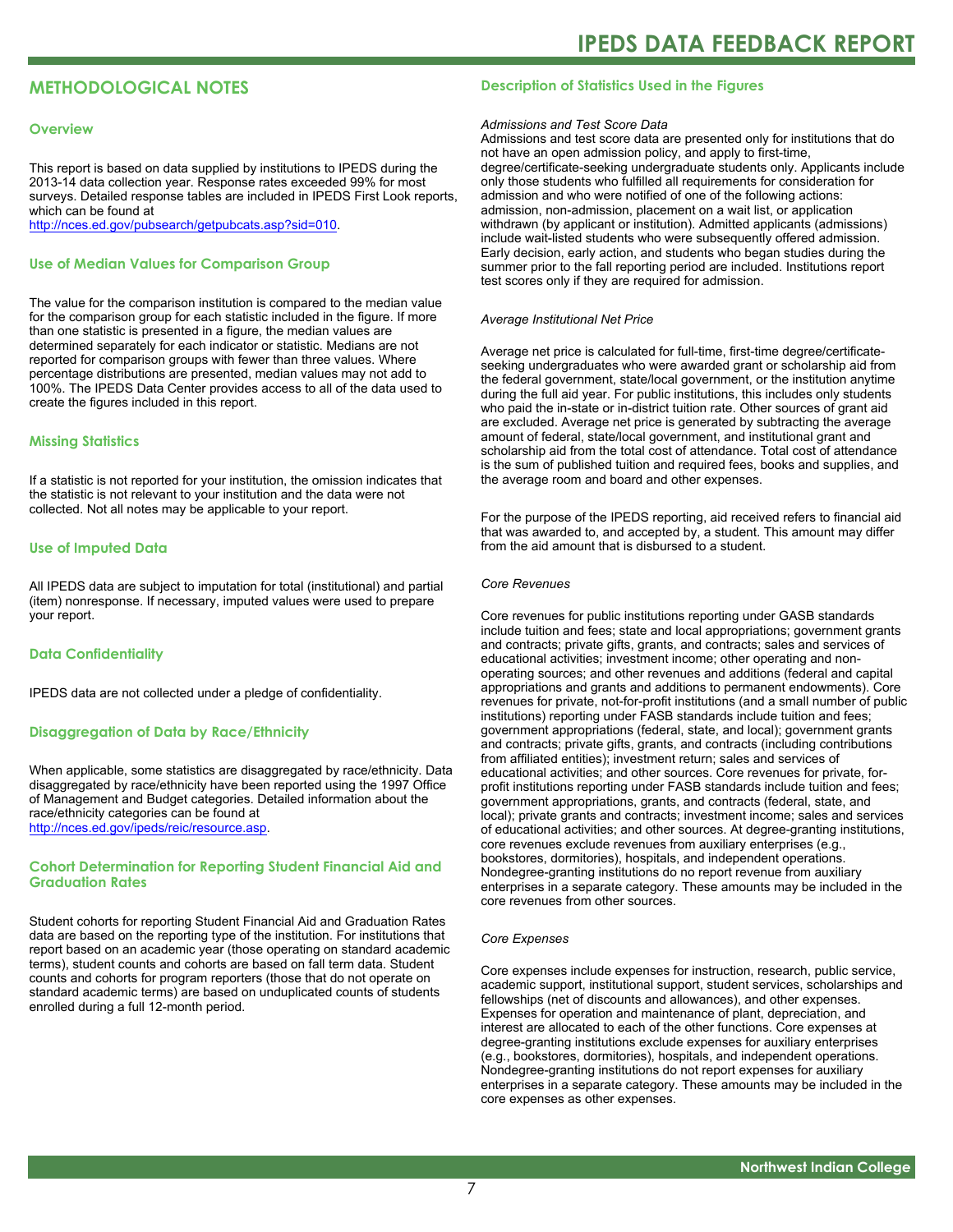## METHODOLOGICAL NOTES

### Overview

This report is based on data supplied by institutions to IPEDS during the 2013-14 data collection year. Response rates exceeded 99% for most surveys. Detailed response tables are included in IPEDS First Look reports, which can be found at http://nces.ed.gov/pubsearch/getpubcats.asp?sid=010.

### Use of Median Values for Comparison Group

The value for the comparison institution is compared to the median value for the comparison group for each statistic included in the figure. If more than one statistic is presented in a figure, the median values are determined separately for each indicator or statistic. Medians are not reported for comparison groups with fewer than three values. Where percentage distributions are presented, median values may not add to 100%. The IPEDS Data Center provides access to all of the data used to create the figures included in this report.

### Missing Statistics

If a statistic is not reported for your institution, the omission indicates that the statistic is not relevant to your institution and the data were not collected. Not all notes may be applicable to your report.

### Use of Imputed Data

All IPEDS data are subject to imputation for total (institutional) and partial (item) nonresponse. If necessary, imputed values were used to prepare your report.

### Data Confidentiality

IPEDS data are not collected under a pledge of confidentiality.

### Disaggregation of Data by Race/Ethnicity

When applicable, some statistics are disaggregated by race/ethnicity. Data disaggregated by race/ethnicity have been reported using the 1997 Office of Management and Budget categories. Detailed information about the race/ethnicity categories can be found at http://nces.ed.gov/ipeds/reic/resource.asp.

### Cohort Determination for Reporting Student Financial Aid and Graduation Rates

Student cohorts for reporting Student Financial Aid and Graduation Rates data are based on the reporting type of the institution. For institutions that report based on an academic year (those operating on standard academic terms), student counts and cohorts are based on fall term data. Student counts and cohorts for program reporters (those that do not operate on standard academic terms) are based on unduplicated counts of students enrolled during a full 12-month period.

### Description of Statistics Used in the Figures

*Admissions and Test Score Data*

Admissions and test score data are presented only for institutions that do not have an open admission policy, and apply to first-time, degree/certificate-seeking undergraduate students only. Applicants include only those students who fulfilled all requirements for consideration for admission and who were notified of one of the following actions: admission, non-admission, placement on a wait list, or application withdrawn (by applicant or institution). Admitted applicants (admissions) include wait-listed students who were subsequently offered admission. Early decision, early action, and students who began studies during the summer prior to the fall reporting period are included. Institutions report test scores only if they are required for admission.

*Average Institutional Net Price*

Average net price is calculated for full-time, first-time degree/certificate-seeking undergraduates who were awarded grant or scholarship aid from the federal government, state/local government, or the institution anytime during the full aid year. For public institutions, this includes only students who paid the in-state or in-district tuition rate. Other sources of grant aid are excluded. Average net price is generated by subtracting the average amount of federal, state/local government, and institutional grant and scholarship aid from the total cost of attendance. Total cost of attendance is the sum of published tuition and required fees, books and supplies, and the average room and board and other expenses.

For the purpose of the IPEDS reporting, aid received refers to financial aid that was awarded to, and accepted by, a student. This amount may differ from the aid amount that is disbursed to a student.

*Core Revenues*

Core revenues for public institutions reporting under GASB standards include tuition and fees; state and local appropriations; government grants and contracts; private gifts, grants, and contracts; sales and services of educational activities; investment income; other operating and non-operating sources; and other revenues and additions (federal and capital appropriations and grants and additions to permanent endowments). Core revenues for private, not-for-profit institutions (and a small number of public institutions) reporting under FASB standards include tuition and fees; government appropriations (federal, state, and local); government grants and contracts; private gifts, grants, and contracts (including contributions from affiliated entities); investment return; sales and services of educational activities; and other sources. Core revenues for private, for-profit institutions reporting under FASB standards include tuition and fees; government appropriations, grants, and contracts (federal, state, and local); private grants and contracts; investment income; sales and services of educational activities; and other sources. At degree-granting institutions, core revenues exclude revenues from auxiliary enterprises (e.g., bookstores, dormitories), hospitals, and independent operations. Nondegree-granting institutions do no report revenue from auxiliary enterprises in a separate category. These amounts may be included in the core revenues from other sources.

*Core Expenses*

Core expenses include expenses for instruction, research, public service, academic support, institutional support, student services, scholarships and fellowships (net of discounts and allowances), and other expenses. Expenses for operation and maintenance of plant, depreciation, and interest are allocated to each of the other functions. Core expenses at degree-granting institutions exclude expenses for auxiliary enterprises (e.g., bookstores, dormitories), hospitals, and independent operations. Nondegree-granting institutions do not report expenses for auxiliary enterprises in a separate category. These amounts may be included in the core expenses as other expenses.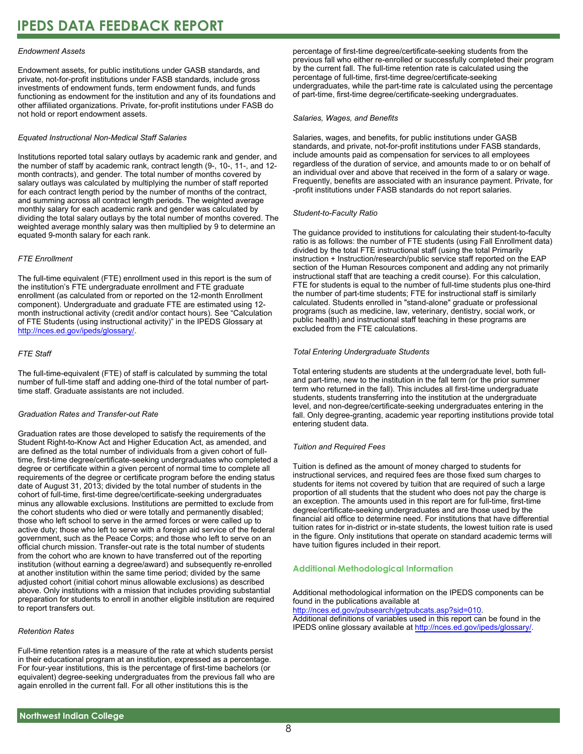*Endowment Assets*

Endowment assets, for public institutions under GASB standards, and private, not-for-profit institutions under FASB standards, include gross investments of endowment funds, term endowment funds, and funds functioning as endowment for the institution and any of its foundations and other affiliated organizations. Private, for-profit institutions under FASB do not hold or report endowment assets.

*Equated Instructional Non-Medical Staff Salaries*

Institutions reported total salary outlays by academic rank and gender, and the number of staff by academic rank, contract length (9-, 10-, 11-, and 12-month contracts), and gender. The total number of months covered by salary outlays was calculated by multiplying the number of staff reported for each contract length period by the number of months of the contract, and summing across all contract length periods. The weighted average monthly salary for each academic rank and gender was calculated by dividing the total salary outlays by the total number of months covered. The weighted average monthly salary was then multiplied by 9 to determine an equated 9-month salary for each rank.

*FTE Enrollment*

The full-time equivalent (FTE) enrollment used in this report is the sum of the institution's FTE undergraduate enrollment and FTE graduate enrollment (as calculated from or reported on the 12-month Enrollment component). Undergraduate and graduate FTE are estimated using 12-month instructional activity (credit and/or contact hours). See "Calculation of FTE Students (using instructional activity)" in the IPEDS Glossary at http://nces.ed.gov/ipeds/glossary/.

*FTE Staff*

The full-time-equivalent (FTE) of staff is calculated by summing the total number of full-time staff and adding one-third of the total number of part-time staff. Graduate assistants are not included.

*Graduation Rates and Transfer-out Rate*

Graduation rates are those developed to satisfy the requirements of the Student Right-to-Know Act and Higher Education Act, as amended, and are defined as the total number of individuals from a given cohort of full-time, first-time degree/certificate-seeking undergraduates who completed a degree or certificate within a given percent of normal time to complete all requirements of the degree or certificate program before the ending status date of August 31, 2013; divided by the total number of students in the cohort of full-time, first-time degree/certificate-seeking undergraduates minus any allowable exclusions. Institutions are permitted to exclude from the cohort students who died or were totally and permanently disabled; those who left school to serve in the armed forces or were called up to active duty; those who left to serve with a foreign aid service of the federal government, such as the Peace Corps; and those who left to serve on an official church mission. Transfer-out rate is the total number of students from the cohort who are known to have transferred out of the reporting institution (without earning a degree/award) and subsequently re-enrolled at another institution within the same time period; divided by the same adjusted cohort (initial cohort minus allowable exclusions) as described above. Only institutions with a mission that includes providing substantial preparation for students to enroll in another eligible institution are required to report transfers out.

*Retention Rates*

Full-time retention rates is a measure of the rate at which students persist in their educational program at an institution, expressed as a percentage. For four-year institutions, this is the percentage of first-time bachelors (or equivalent) degree-seeking undergraduates from the previous fall who are again enrolled in the current fall. For all other institutions this is the percentage of first-time degree/certificate-seeking students from the previous fall who either re-enrolled or successfully completed their program by the current fall. The full-time retention rate is calculated using the percentage of full-time, first-time degree/certificate-seeking undergraduates, while the part-time rate is calculated using the percentage of part-time, first-time degree/certificate-seeking undergraduates.

*Salaries, Wages, and Benefits*

Salaries, wages, and benefits, for public institutions under GASB standards, and private, not-for-profit institutions under FASB standards, include amounts paid as compensation for services to all employees regardless of the duration of service, and amounts made to or on behalf of an individual over and above that received in the form of a salary or wage. Frequently, benefits are associated with an insurance payment. Private, for-profit institutions under FASB standards do not report salaries.

*Student-to-Faculty Ratio*

The guidance provided to institutions for calculating their student-to-faculty ratio is as follows: the number of FTE students (using Fall Enrollment data) divided by the total FTE instructional staff (using the total Primarily instruction + Instruction/research/public service staff reported on the EAP section of the Human Resources component and adding any not primarily instructional staff that are teaching a credit course). For this calculation, FTE for students is equal to the number of full-time students plus one-third the number of part-time students; FTE for instructional staff is similarly calculated. Students enrolled in "stand-alone" graduate or professional programs (such as medicine, law, veterinary, dentistry, social work, or public health) and instructional staff teaching in these programs are excluded from the FTE calculations.

*Total Entering Undergraduate Students*

Total entering students are students at the undergraduate level, both full- and part-time, new to the institution in the fall term (or the prior summer term who returned in the fall). This includes all first-time undergraduate students, students transferring into the institution at the undergraduate level, and non-degree/certificate-seeking undergraduates entering in the fall. Only degree-granting, academic year reporting institutions provide total entering student data.

*Tuition and Required Fees*

Tuition is defined as the amount of money charged to students for instructional services, and required fees are those fixed sum charges to students for items not covered by tuition that are required of such a large proportion of all students that the student who does not pay the charge is an exception. The amounts used in this report are for full-time, first-time degree/certificate-seeking undergraduates and are those used by the financial aid office to determine need. For institutions that have differential tuition rates for in-district or in-state students, the lowest tuition rate is used in the figure. Only institutions that operate on standard academic terms will have tuition figures included in their report.

## Additional Methodological Information

Additional methodological information on the IPEDS components can be found in the publications available at http://nces.ed.gov/pubsearch/getpubcats.asp?sid=010.
Additional definitions of variables used in this report can be found in the IPEDS online glossary available at http://nces.ed.gov/ipeds/glossary/.